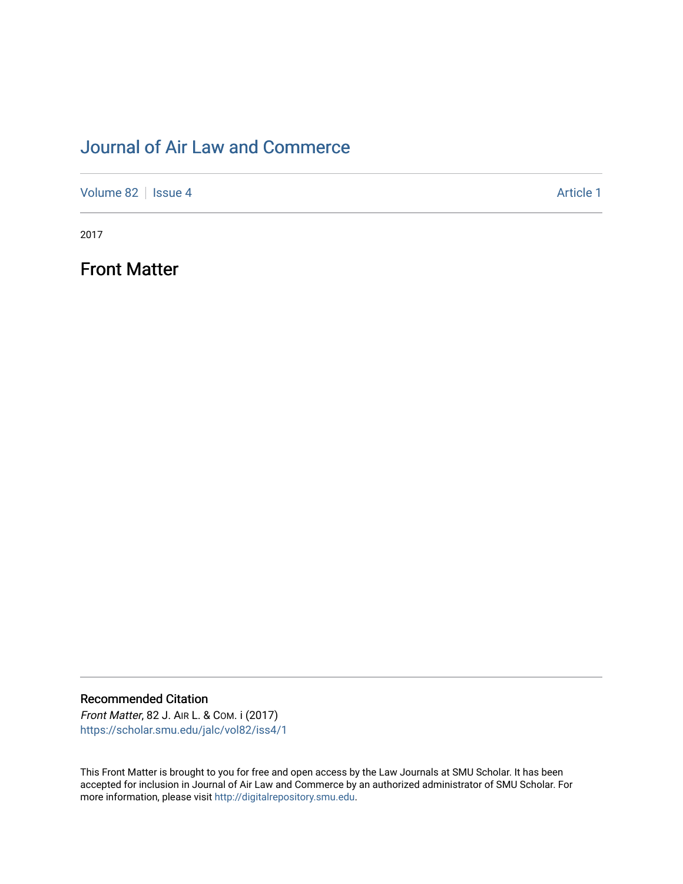# Journal of Air Law and Commerce

Volume 82 | Issue 4 | Article 1

2017

## Front Matter

### Recommended Citation

*Front Matter*, 82 J. Air L. & Com. i (2017)
https://scholar.smu.edu/jalc/vol82/iss4/1

This Front Matter is brought to you for free and open access by the Law Journals at SMU Scholar. It has been accepted for inclusion in Journal of Air Law and Commerce by an authorized administrator of SMU Scholar. For more information, please visit http://digitalrepository.smu.edu.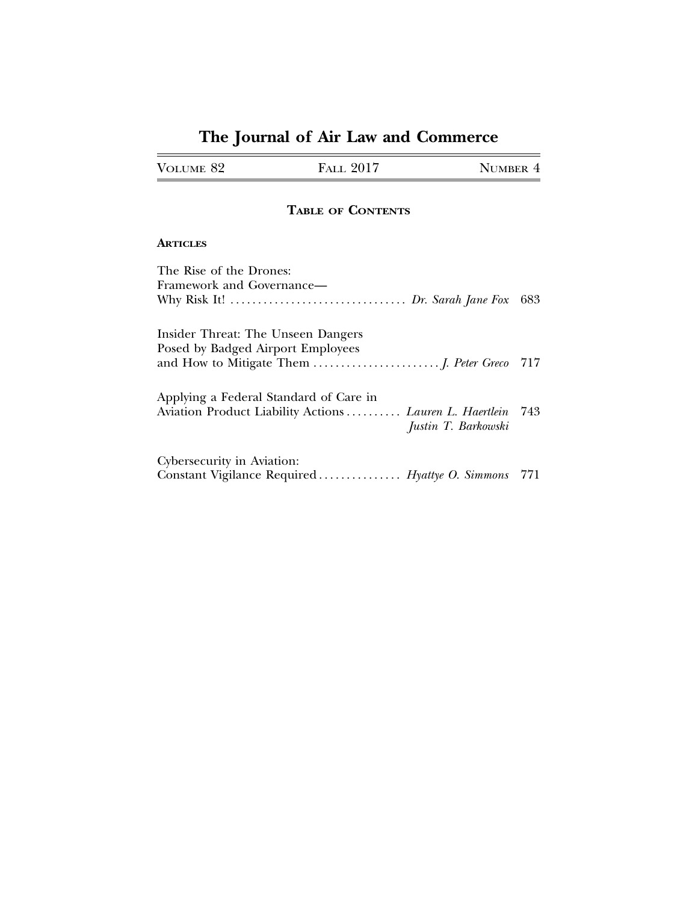# The Journal of Air Law and Commerce

VOLUME 82 FALL 2017 NUMBER 4

## TABLE OF CONTENTS

### ARTICLES

| | | |
|---|---|---|
| The Rise of the Drones: Framework and Governance— Why Risk It! | *Dr. Sarah Jane Fox* | 683 |
| Insider Threat: The Unseen Dangers Posed by Badged Airport Employees and How to Mitigate Them | *J. Peter Greco* | 717 |
| Applying a Federal Standard of Care in Aviation Product Liability Actions | *Lauren L. Haertlein* *Justin T. Barkowski* | 743 |
| Cybersecurity in Aviation: Constant Vigilance Required | *Hyattye O. Simmons* | 771 |